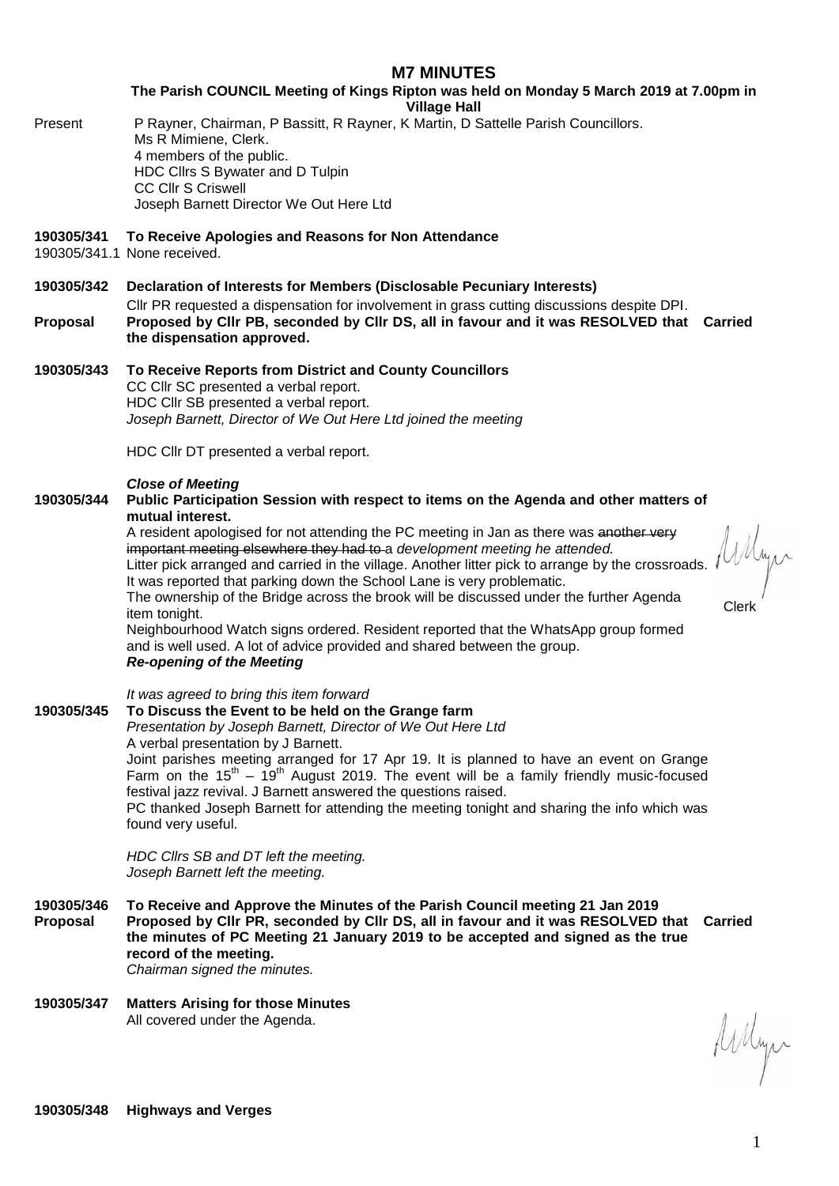# M7 MINUTES

**The Parish COUNCIL Meeting of Kings Ripton was held on Monday 5 March 2019 at 7.00pm in Village Hall**

Present: P Rayner, Chairman, P Bassitt, R Rayner, K Martin, D Sattelle Parish Councillors.
Ms R Mimiene, Clerk.
4 members of the public.
HDC Cllrs S Bywater and D Tulpin
CC Cllr S Criswell
Joseph Barnett Director We Out Here Ltd

**190305/341 To Receive Apologies and Reasons for Non Attendance**

190305/341.1 None received.

**190305/342 Declaration of Interests for Members (Disclosable Pecuniary Interests)**

Cllr PR requested a dispensation for involvement in grass cutting discussions despite DPI.

**Proposal** — **Proposed by Cllr PB, seconded by Cllr DS, all in favour and it was RESOLVED that the dispensation approved.** — **Carried**

**190305/343 To Receive Reports from District and County Councillors**

CC Cllr SC presented a verbal report.
HDC Cllr SB presented a verbal report.
*Joseph Barnett, Director of We Out Here Ltd joined the meeting*

HDC Cllr DT presented a verbal report.

***Close of Meeting***

**190305/344 Public Participation Session with respect to items on the Agenda and other matters of mutual interest.**

A resident apologised for not attending the PC meeting in Jan as there was ~~another very important meeting elsewhere they had to~~ a *development meeting he attended.*

Litter pick arranged and carried in the village. Another litter pick to arrange by the crossroads.

It was reported that parking down the School Lane is very problematic.

The ownership of the Bridge across the brook will be discussed under the further Agenda item tonight.

Neighbourhood Watch signs ordered. Resident reported that the WhatsApp group formed and is well used. A lot of advice provided and shared between the group.

Clerk

***Re-opening of the Meeting***

*It was agreed to bring this item forward*

**190305/345 To Discuss the Event to be held on the Grange farm**

*Presentation by Joseph Barnett, Director of We Out Here Ltd*

A verbal presentation by J Barnett.

Joint parishes meeting arranged for 17 Apr 19. It is planned to have an event on Grange Farm on the 15th – 19th August 2019. The event will be a family friendly music-focused festival jazz revival. J Barnett answered the questions raised.

PC thanked Joseph Barnett for attending the meeting tonight and sharing the info which was found very useful.

*HDC Cllrs SB and DT left the meeting.*
*Joseph Barnett left the meeting.*

**190305/346 To Receive and Approve the Minutes of the Parish Council meeting 21 Jan 2019**

**Proposal** — **Proposed by Cllr PR, seconded by Cllr DS, all in favour and it was RESOLVED that the minutes of PC Meeting 21 January 2019 to be accepted and signed as the true record of the meeting.** — **Carried**

*Chairman signed the minutes.*

**190305/347 Matters Arising for those Minutes**

All covered under the Agenda.

**190305/348 Highways and Verges**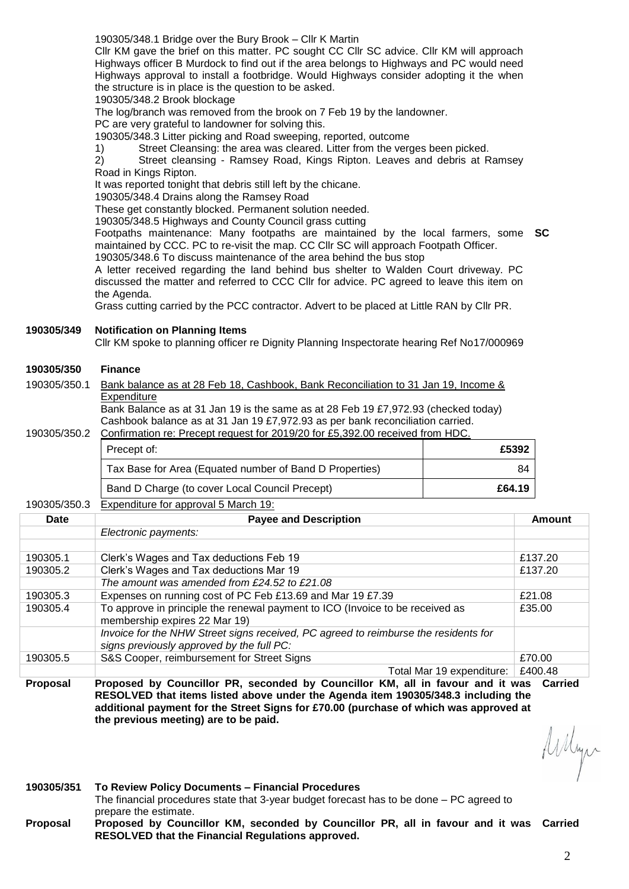190305/348.1 Bridge over the Bury Brook – Cllr K Martin

Cllr KM gave the brief on this matter. PC sought CC Cllr SC advice. Cllr KM will approach Highways officer B Murdock to find out if the area belongs to Highways and PC would need Highways approval to install a footbridge. Would Highways consider adopting it the when the structure is in place is the question to be asked.

190305/348.2 Brook blockage

The log/branch was removed from the brook on 7 Feb 19 by the landowner.

PC are very grateful to landowner for solving this.

190305/348.3 Litter picking and Road sweeping, reported, outcome

1) Street Cleansing: the area was cleared. Litter from the verges been picked.
2) Street cleansing - Ramsey Road, Kings Ripton. Leaves and debris at Ramsey Road in Kings Ripton.

It was reported tonight that debris still left by the chicane.

190305/348.4 Drains along the Ramsey Road

These get constantly blocked. Permanent solution needed.

190305/348.5 Highways and County Council grass cutting

Footpaths maintenance: Many footpaths are maintained by the local farmers, some maintained by CCC. PC to re-visit the map. CC Cllr SC will approach Footpath Officer. **SC**

190305/348.6 To discuss maintenance of the area behind the bus stop

A letter received regarding the land behind bus shelter to Walden Court driveway. PC discussed the matter and referred to CCC Cllr for advice. PC agreed to leave this item on the Agenda.

Grass cutting carried by the PCC contractor. Advert to be placed at Little RAN by Cllr PR.

**190305/349 Notification on Planning Items**

Cllr KM spoke to planning officer re Dignity Planning Inspectorate hearing Ref No17/000969

**190305/350 Finance**

190305/350.1 Bank balance as at 28 Feb 18, Cashbook, Bank Reconciliation to 31 Jan 19, Income & Expenditure

Bank Balance as at 31 Jan 19 is the same as at 28 Feb 19 £7,972.93 (checked today)

Cashbook balance as at 31 Jan 19 £7,972.93 as per bank reconciliation carried.

190305/350.2 Confirmation re: Precept request for 2019/20 for £5,392.00 received from HDC.

| Precept of: | **£5392** |
|---|---|
| Tax Base for Area (Equated number of Band D Properties) | 84 |
| Band D Charge (to cover Local Council Precept) | **£64.19** |

190305/350.3 Expenditure for approval 5 March 19:

| Date | Payee and Description | Amount |
|---|---|---|
| | *Electronic payments:* | |
| | | |
| 190305.1 | Clerk's Wages and Tax deductions Feb 19 | £137.20 |
| 190305.2 | Clerk's Wages and Tax deductions Mar 19 | £137.20 |
| | *The amount was amended from £24.52 to £21.08* | |
| 190305.3 | Expenses on running cost of PC Feb £13.69 and Mar 19 £7.39 | £21.08 |
| 190305.4 | To approve in principle the renewal payment to ICO (Invoice to be received as membership expires 22 Mar 19) | £35.00 |
| | *Invoice for the NHW Street signs received, PC agreed to reimburse the residents for signs previously approved by the full PC:* | |
| 190305.5 | S&S Cooper, reimbursement for Street Signs | £70.00 |
| | Total Mar 19 expenditure: | £400.48 |

**Proposal** **Proposed by Councillor PR, seconded by Councillor KM, all in favour and it was RESOLVED that items listed above under the Agenda item 190305/348.3 including the additional payment for the Street Signs for £70.00 (purchase of which was approved at the previous meeting) are to be paid.** **Carried**

**190305/351 To Review Policy Documents – Financial Procedures**

The financial procedures state that 3-year budget forecast has to be done – PC agreed to prepare the estimate.

**Proposal** **Proposed by Councillor KM, seconded by Councillor PR, all in favour and it was RESOLVED that the Financial Regulations approved.** **Carried**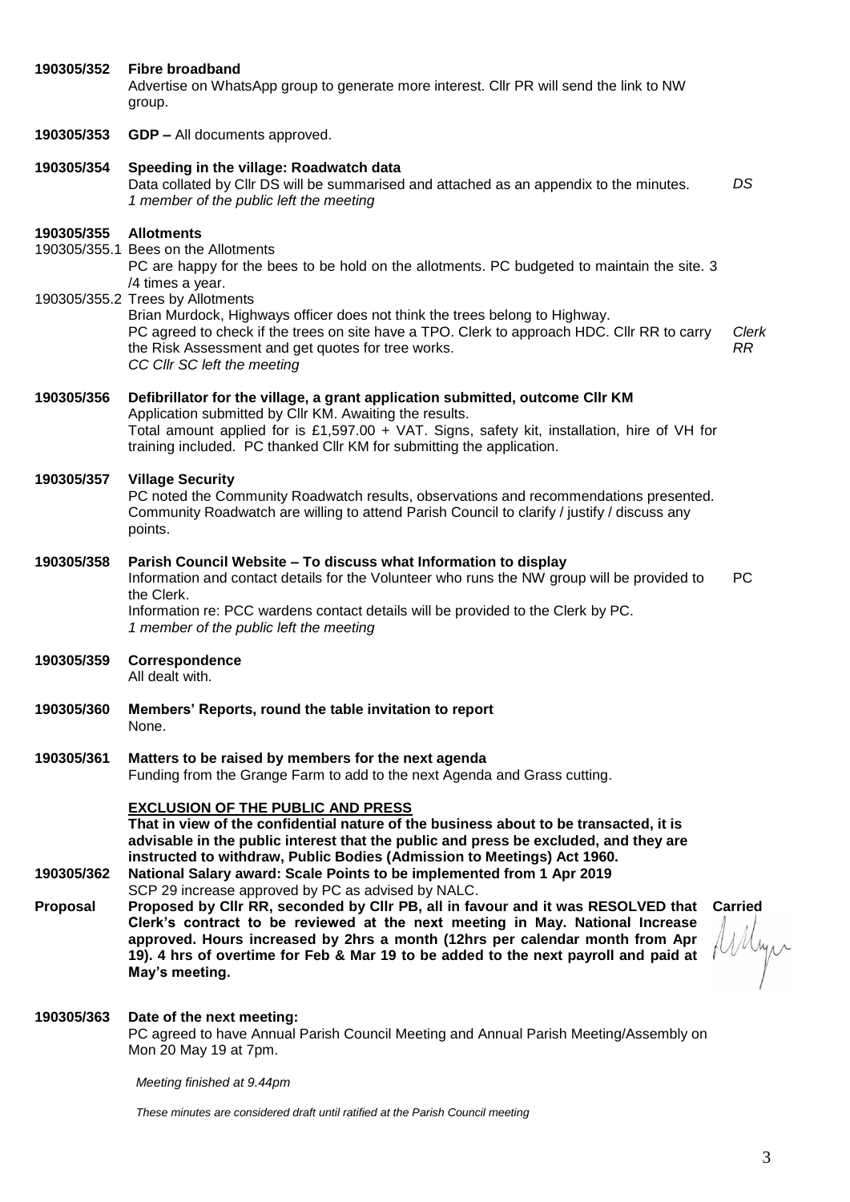**190305/352 Fibre broadband**

Advertise on WhatsApp group to generate more interest. Cllr PR will send the link to NW group.

**190305/353 GDP –** All documents approved.

**190305/354 Speeding in the village: Roadwatch data**

Data collated by Cllr DS will be summarised and attached as an appendix to the minutes. *DS*

*1 member of the public left the meeting*

**190305/355 Allotments**

190305/355.1 Bees on the Allotments

PC are happy for the bees to be hold on the allotments. PC budgeted to maintain the site. 3 /4 times a year.

190305/355.2 Trees by Allotments

Brian Murdock, Highways officer does not think the trees belong to Highway.

PC agreed to check if the trees on site have a TPO. Clerk to approach HDC. Cllr RR to carry the Risk Assessment and get quotes for tree works. *Clerk RR*

*CC Cllr SC left the meeting*

**190305/356 Defibrillator for the village, a grant application submitted, outcome Cllr KM**

Application submitted by Cllr KM. Awaiting the results.

Total amount applied for is £1,597.00 + VAT. Signs, safety kit, installation, hire of VH for training included. PC thanked Cllr KM for submitting the application.

**190305/357 Village Security**

PC noted the Community Roadwatch results, observations and recommendations presented. Community Roadwatch are willing to attend Parish Council to clarify / justify / discuss any points.

**190305/358 Parish Council Website – To discuss what Information to display**

Information and contact details for the Volunteer who runs the NW group will be provided to the Clerk. PC

Information re: PCC wardens contact details will be provided to the Clerk by PC.

*1 member of the public left the meeting*

**190305/359 Correspondence**

All dealt with.

**190305/360 Members' Reports, round the table invitation to report**

None.

**190305/361 Matters to be raised by members for the next agenda**

Funding from the Grange Farm to add to the next Agenda and Grass cutting.

**EXCLUSION OF THE PUBLIC AND PRESS**

**That in view of the confidential nature of the business about to be transacted, it is advisable in the public interest that the public and press be excluded, and they are instructed to withdraw, Public Bodies (Admission to Meetings) Act 1960.**

**190305/362 National Salary award: Scale Points to be implemented from 1 Apr 2019**

SCP 29 increase approved by PC as advised by NALC.

**Proposal** **Proposed by Cllr RR, seconded by Cllr PB, all in favour and it was RESOLVED that Clerk's contract to be reviewed at the next meeting in May. National Increase approved. Hours increased by 2hrs a month (12hrs per calendar month from Apr 19). 4 hrs of overtime for Feb & Mar 19 to be added to the next payroll and paid at May's meeting.** **Carried**

**190305/363 Date of the next meeting:**

PC agreed to have Annual Parish Council Meeting and Annual Parish Meeting/Assembly on Mon 20 May 19 at 7pm.

*Meeting finished at 9.44pm*

*These minutes are considered draft until ratified at the Parish Council meeting*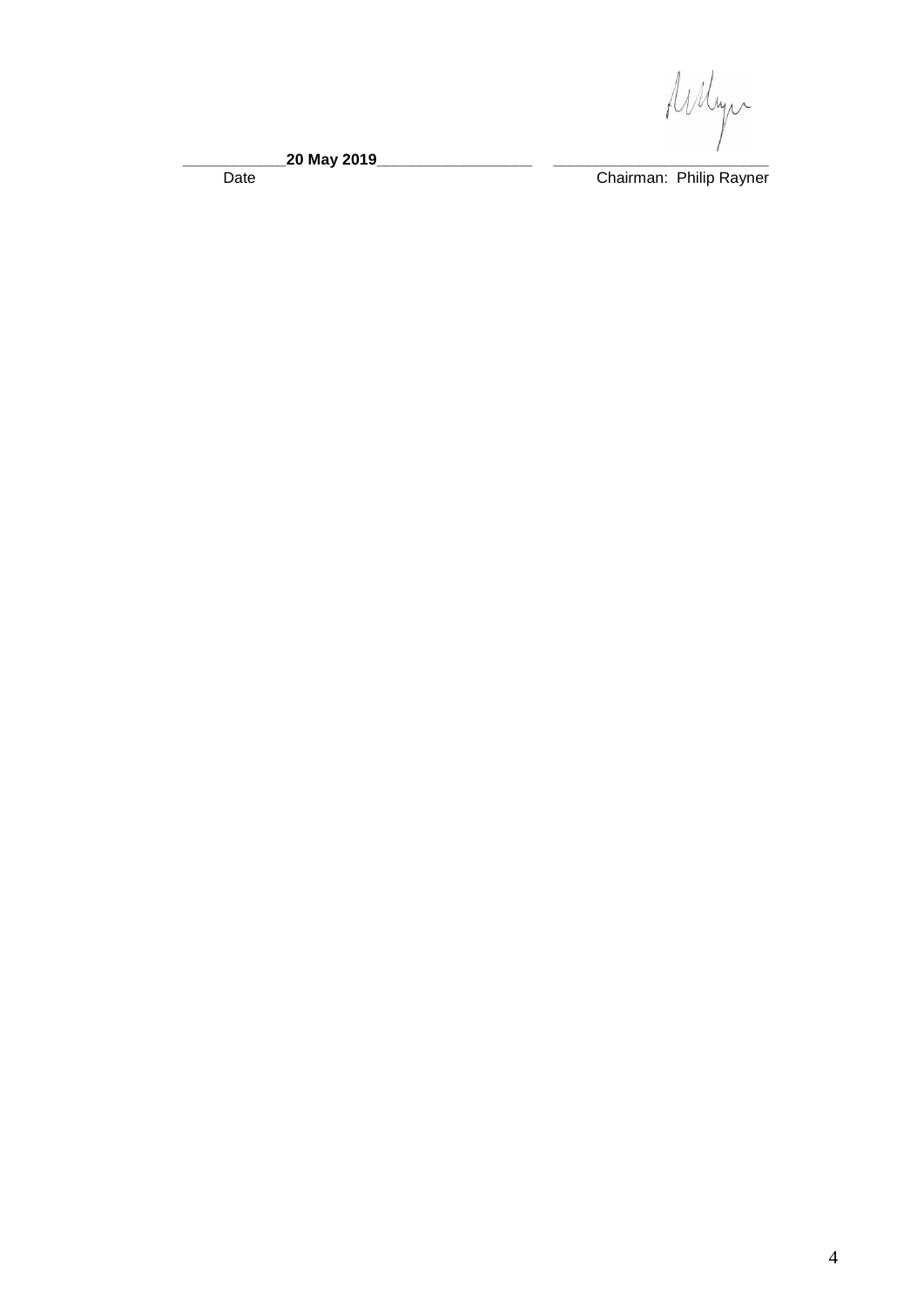____________**20 May 2019**__________________ ________________________

Date Chairman: Philip Rayner